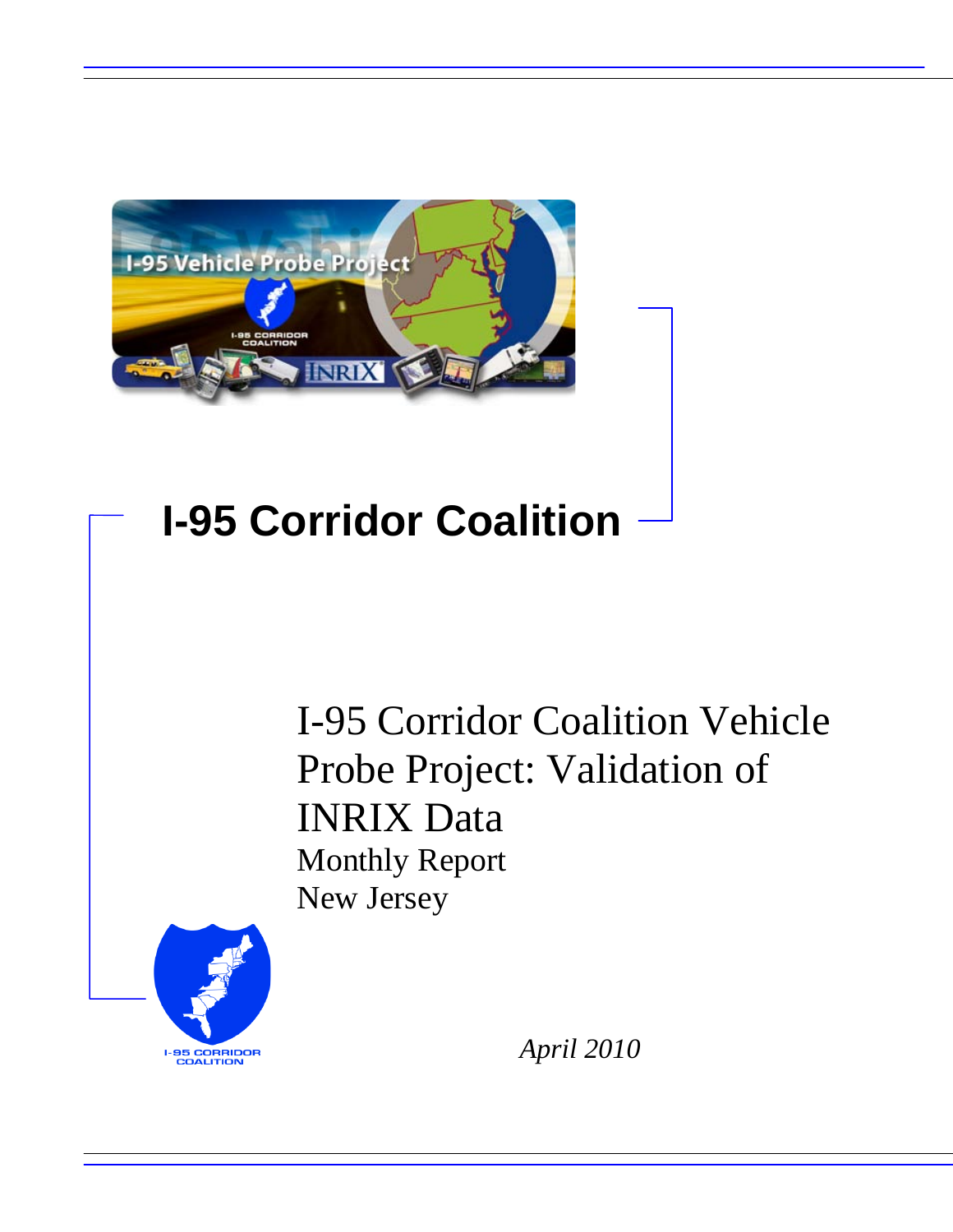# I-95 Corridor Coalition

## I-95 Corridor Coalition Vehicle Probe Project: Validation of INRIX Data

Monthly Report

New Jersey

*April 2010*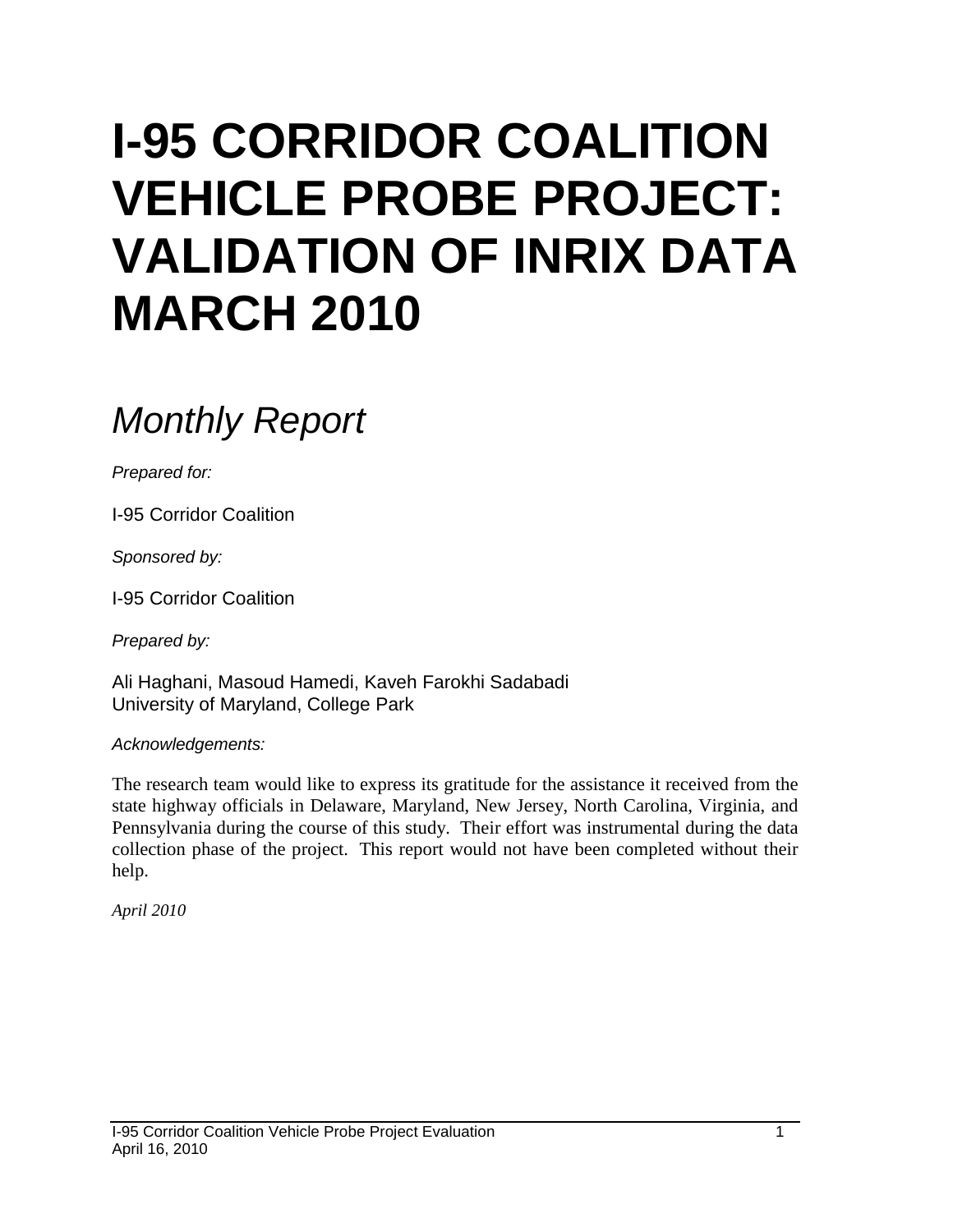# I-95 CORRIDOR COALITION VEHICLE PROBE PROJECT: VALIDATION OF INRIX DATA MARCH 2010

## *Monthly Report*

*Prepared for:*

I-95 Corridor Coalition

*Sponsored by:*

I-95 Corridor Coalition

*Prepared by:*

Ali Haghani, Masoud Hamedi, Kaveh Farokhi Sadabadi
University of Maryland, College Park

*Acknowledgements:*

The research team would like to express its gratitude for the assistance it received from the state highway officials in Delaware, Maryland, New Jersey, North Carolina, Virginia, and Pennsylvania during the course of this study. Their effort was instrumental during the data collection phase of the project. This report would not have been completed without their help.

*April 2010*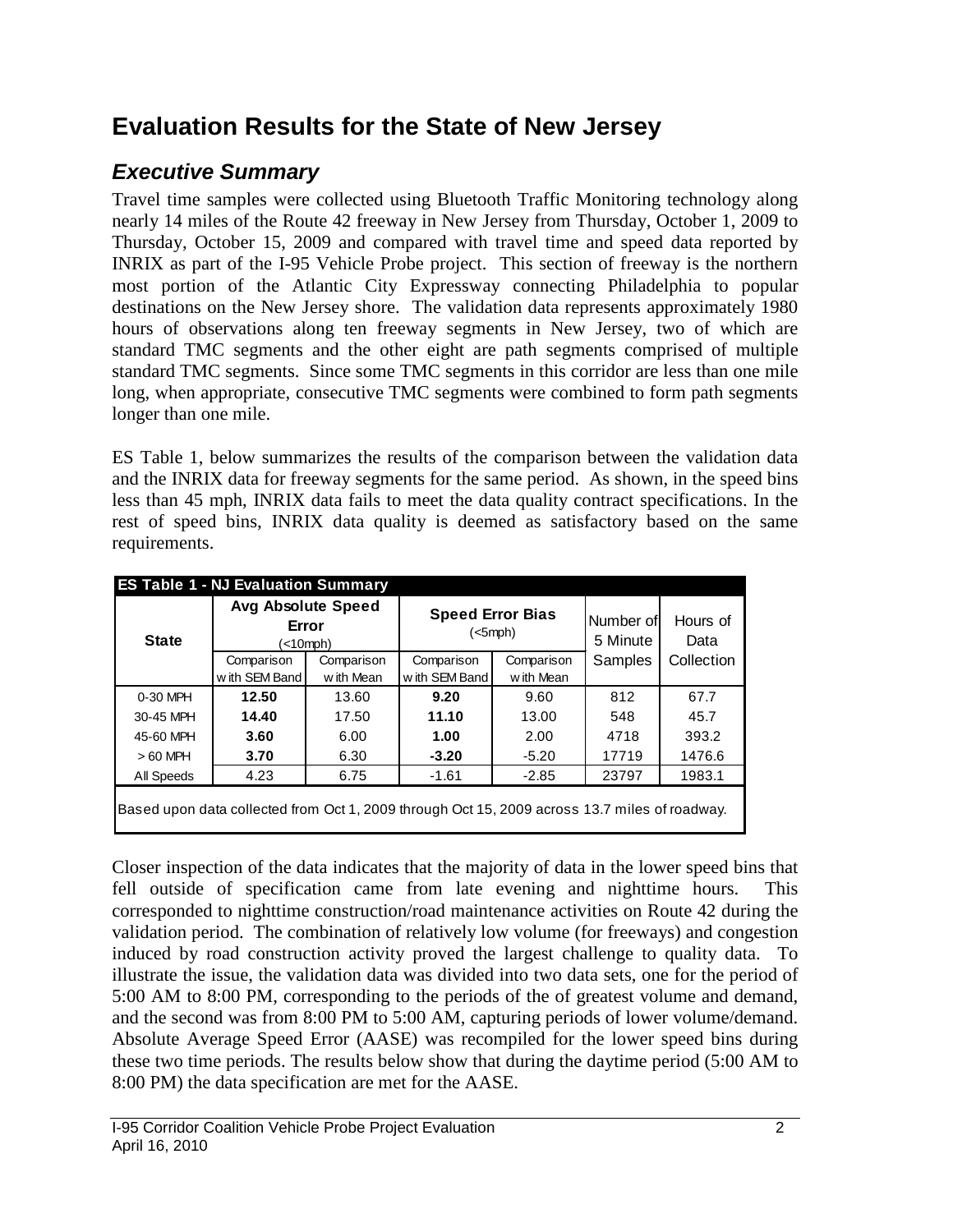# Evaluation Results for the State of New Jersey

## *Executive Summary*

Travel time samples were collected using Bluetooth Traffic Monitoring technology along nearly 14 miles of the Route 42 freeway in New Jersey from Thursday, October 1, 2009 to Thursday, October 15, 2009 and compared with travel time and speed data reported by INRIX as part of the I-95 Vehicle Probe project. This section of freeway is the northern most portion of the Atlantic City Expressway connecting Philadelphia to popular destinations on the New Jersey shore. The validation data represents approximately 1980 hours of observations along ten freeway segments in New Jersey, two of which are standard TMC segments and the other eight are path segments comprised of multiple standard TMC segments. Since some TMC segments in this corridor are less than one mile long, when appropriate, consecutive TMC segments were combined to form path segments longer than one mile.

ES Table 1, below summarizes the results of the comparison between the validation data and the INRIX data for freeway segments for the same period. As shown, in the speed bins less than 45 mph, INRIX data fails to meet the data quality contract specifications. In the rest of speed bins, INRIX data quality is deemed as satisfactory based on the same requirements.

**ES Table 1 - NJ Evaluation Summary**

| State | Avg Absolute Speed Error (<10mph) | | Speed Error Bias (<5mph) | | Number of 5 Minute Samples | Hours of Data Collection |
|---|---|---|---|---|---|---|
| | Comparison with SEM Band | Comparison with Mean | Comparison with SEM Band | Comparison with Mean | | |
| 0-30 MPH | **12.50** | 13.60 | **9.20** | 9.60 | 812 | 67.7 |
| 30-45 MPH | **14.40** | 17.50 | **11.10** | 13.00 | 548 | 45.7 |
| 45-60 MPH | **3.60** | 6.00 | **1.00** | 2.00 | 4718 | 393.2 |
| > 60 MPH | **3.70** | 6.30 | **-3.20** | -5.20 | 17719 | 1476.6 |
| All Speeds | 4.23 | 6.75 | -1.61 | -2.85 | 23797 | 1983.1 |

Based upon data collected from Oct 1, 2009 through Oct 15, 2009 across 13.7 miles of roadway.

Closer inspection of the data indicates that the majority of data in the lower speed bins that fell outside of specification came from late evening and nighttime hours. This corresponded to nighttime construction/road maintenance activities on Route 42 during the validation period. The combination of relatively low volume (for freeways) and congestion induced by road construction activity proved the largest challenge to quality data. To illustrate the issue, the validation data was divided into two data sets, one for the period of 5:00 AM to 8:00 PM, corresponding to the periods of the of greatest volume and demand, and the second was from 8:00 PM to 5:00 AM, capturing periods of lower volume/demand. Absolute Average Speed Error (AASE) was recompiled for the lower speed bins during these two time periods. The results below show that during the daytime period (5:00 AM to 8:00 PM) the data specification are met for the AASE.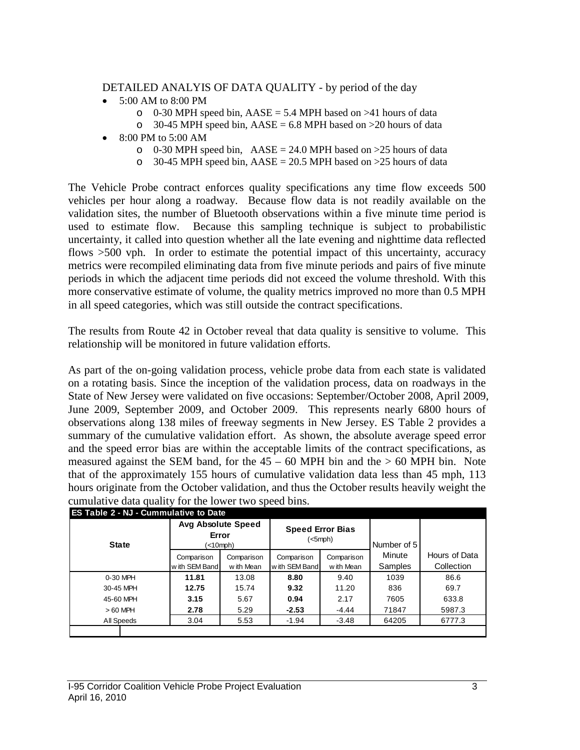DETAILED ANALYIS OF DATA QUALITY - by period of the day

- 5:00 AM to 8:00 PM
  - 0-30 MPH speed bin, AASE = 5.4 MPH based on >41 hours of data
  - 30-45 MPH speed bin, AASE = 6.8 MPH based on >20 hours of data
- 8:00 PM to 5:00 AM
  - 0-30 MPH speed bin, AASE = 24.0 MPH based on >25 hours of data
  - 30-45 MPH speed bin, AASE = 20.5 MPH based on >25 hours of data

The Vehicle Probe contract enforces quality specifications any time flow exceeds 500 vehicles per hour along a roadway. Because flow data is not readily available on the validation sites, the number of Bluetooth observations within a five minute time period is used to estimate flow. Because this sampling technique is subject to probabilistic uncertainty, it called into question whether all the late evening and nighttime data reflected flows >500 vph. In order to estimate the potential impact of this uncertainty, accuracy metrics were recompiled eliminating data from five minute periods and pairs of five minute periods in which the adjacent time periods did not exceed the volume threshold. With this more conservative estimate of volume, the quality metrics improved no more than 0.5 MPH in all speed categories, which was still outside the contract specifications.

The results from Route 42 in October reveal that data quality is sensitive to volume. This relationship will be monitored in future validation efforts.

As part of the on-going validation process, vehicle probe data from each state is validated on a rotating basis. Since the inception of the validation process, data on roadways in the State of New Jersey were validated on five occasions: September/October 2008, April 2009, June 2009, September 2009, and October 2009. This represents nearly 6800 hours of observations along 138 miles of freeway segments in New Jersey. ES Table 2 provides a summary of the cumulative validation effort. As shown, the absolute average speed error and the speed error bias are within the acceptable limits of the contract specifications, as measured against the SEM band, for the 45 – 60 MPH bin and the > 60 MPH bin. Note that of the approximately 155 hours of cumulative validation data less than 45 mph, 113 hours originate from the October validation, and thus the October results heavily weight the cumulative data quality for the lower two speed bins.

**ES Table 2 - NJ - Cummulative to Date**

| State | Avg Absolute Speed Error (<10mph) | | Speed Error Bias (<5mph) | | Number of 5 Minute Samples | Hours of Data Collection |
|---|---|---|---|---|---|---|
| | Comparison with SEM Band | Comparison with Mean | Comparison with SEM Band | Comparison with Mean | | |
| 0-30 MPH | **11.81** | 13.08 | **8.80** | 9.40 | 1039 | 86.6 |
| 30-45 MPH | **12.75** | 15.74 | **9.32** | 11.20 | 836 | 69.7 |
| 45-60 MPH | **3.15** | 5.67 | **0.94** | 2.17 | 7605 | 633.8 |
| > 60 MPH | **2.78** | 5.29 | **-2.53** | -4.44 | 71847 | 5987.3 |
| All Speeds | 3.04 | 5.53 | -1.94 | -3.48 | 64205 | 6777.3 |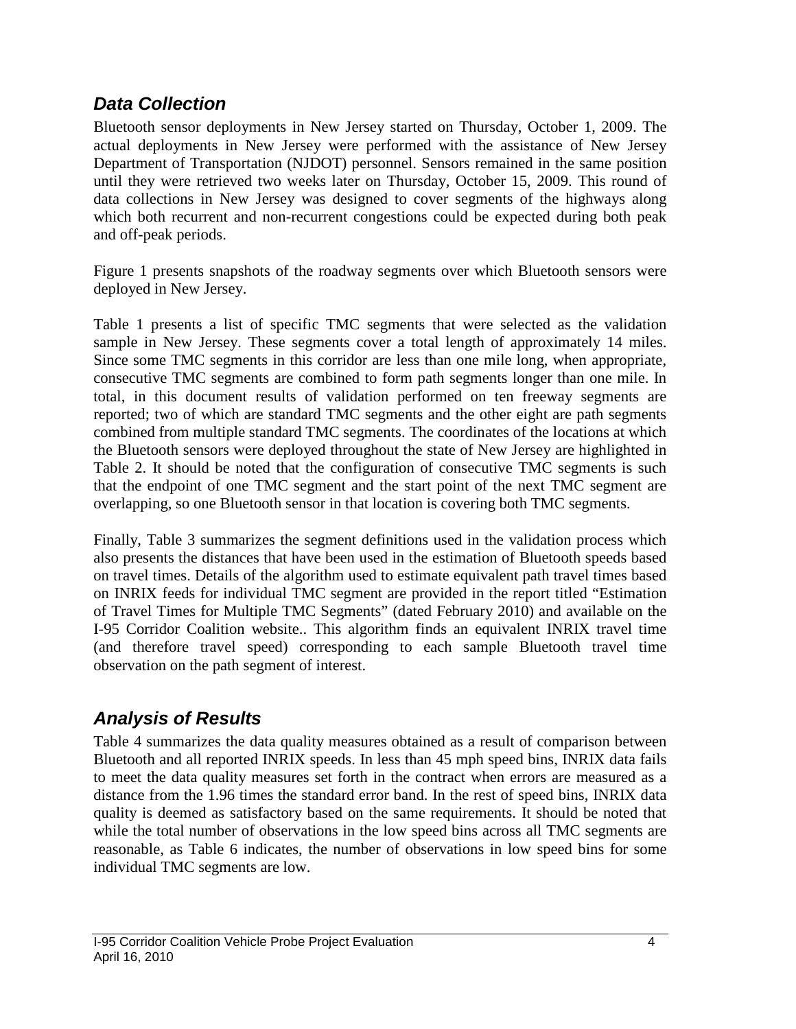## *Data Collection*

Bluetooth sensor deployments in New Jersey started on Thursday, October 1, 2009. The actual deployments in New Jersey were performed with the assistance of New Jersey Department of Transportation (NJDOT) personnel. Sensors remained in the same position until they were retrieved two weeks later on Thursday, October 15, 2009. This round of data collections in New Jersey was designed to cover segments of the highways along which both recurrent and non-recurrent congestions could be expected during both peak and off-peak periods.

Figure 1 presents snapshots of the roadway segments over which Bluetooth sensors were deployed in New Jersey.

Table 1 presents a list of specific TMC segments that were selected as the validation sample in New Jersey. These segments cover a total length of approximately 14 miles. Since some TMC segments in this corridor are less than one mile long, when appropriate, consecutive TMC segments are combined to form path segments longer than one mile. In total, in this document results of validation performed on ten freeway segments are reported; two of which are standard TMC segments and the other eight are path segments combined from multiple standard TMC segments. The coordinates of the locations at which the Bluetooth sensors were deployed throughout the state of New Jersey are highlighted in Table 2. It should be noted that the configuration of consecutive TMC segments is such that the endpoint of one TMC segment and the start point of the next TMC segment are overlapping, so one Bluetooth sensor in that location is covering both TMC segments.

Finally, Table 3 summarizes the segment definitions used in the validation process which also presents the distances that have been used in the estimation of Bluetooth speeds based on travel times. Details of the algorithm used to estimate equivalent path travel times based on INRIX feeds for individual TMC segment are provided in the report titled "Estimation of Travel Times for Multiple TMC Segments" (dated February 2010) and available on the I-95 Corridor Coalition website.. This algorithm finds an equivalent INRIX travel time (and therefore travel speed) corresponding to each sample Bluetooth travel time observation on the path segment of interest.

## *Analysis of Results*

Table 4 summarizes the data quality measures obtained as a result of comparison between Bluetooth and all reported INRIX speeds. In less than 45 mph speed bins, INRIX data fails to meet the data quality measures set forth in the contract when errors are measured as a distance from the 1.96 times the standard error band. In the rest of speed bins, INRIX data quality is deemed as satisfactory based on the same requirements. It should be noted that while the total number of observations in the low speed bins across all TMC segments are reasonable, as Table 6 indicates, the number of observations in low speed bins for some individual TMC segments are low.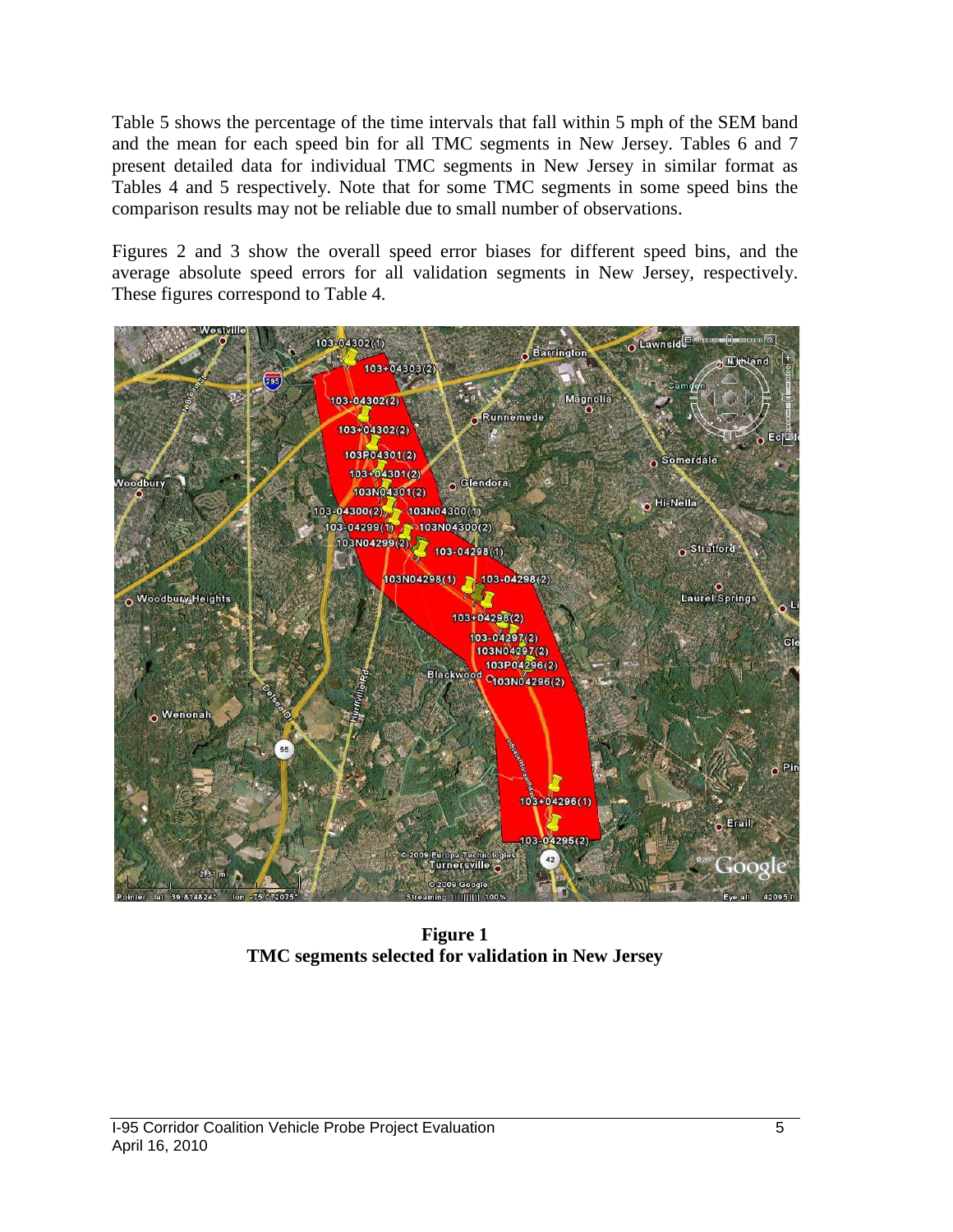Table 5 shows the percentage of the time intervals that fall within 5 mph of the SEM band and the mean for each speed bin for all TMC segments in New Jersey. Tables 6 and 7 present detailed data for individual TMC segments in New Jersey in similar format as Tables 4 and 5 respectively. Note that for some TMC segments in some speed bins the comparison results may not be reliable due to small number of observations.

Figures 2 and 3 show the overall speed error biases for different speed bins, and the average absolute speed errors for all validation segments in New Jersey, respectively. These figures correspond to Table 4.

**Figure 1**
**TMC segments selected for validation in New Jersey**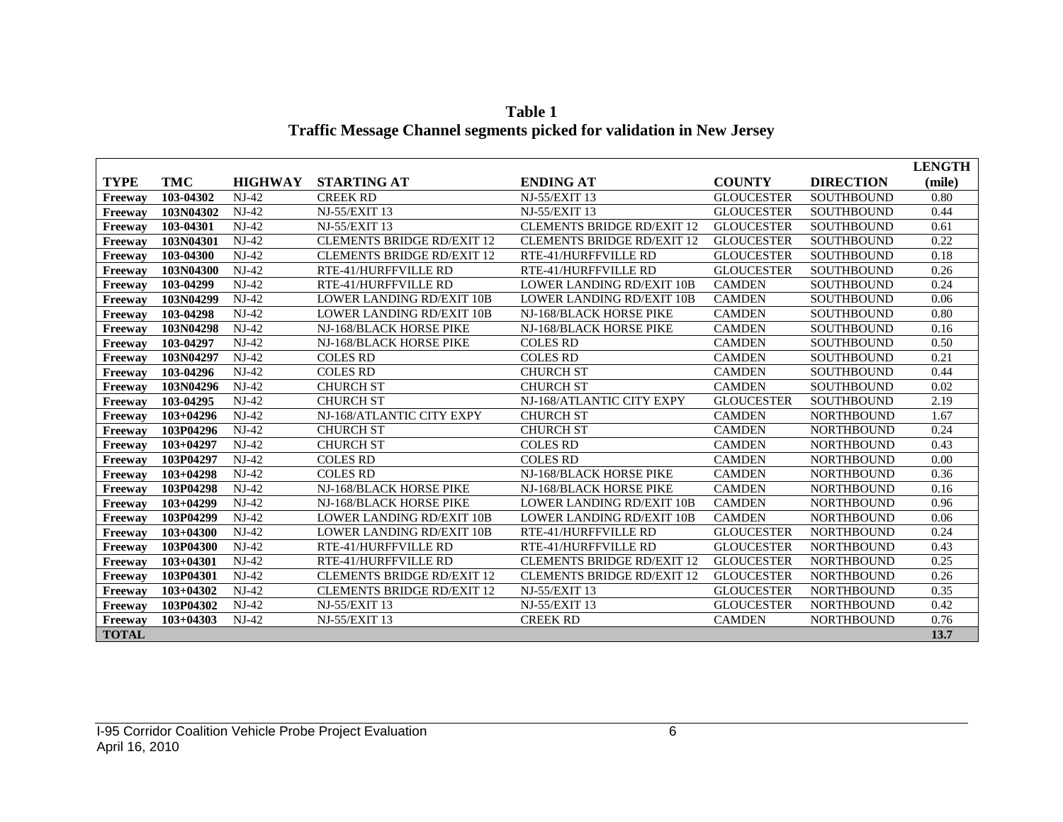**Table 1**
**Traffic Message Channel segments picked for validation in New Jersey**

| TYPE | TMC | HIGHWAY | STARTING AT | ENDING AT | COUNTY | DIRECTION | LENGTH (mile) |
|---|---|---|---|---|---|---|---|
| **Freeway** | **103-04302** | NJ-42 | CREEK RD | NJ-55/EXIT 13 | GLOUCESTER | SOUTHBOUND | 0.80 |
| **Freeway** | **103N04302** | NJ-42 | NJ-55/EXIT 13 | NJ-55/EXIT 13 | GLOUCESTER | SOUTHBOUND | 0.44 |
| **Freeway** | **103-04301** | NJ-42 | NJ-55/EXIT 13 | CLEMENTS BRIDGE RD/EXIT 12 | GLOUCESTER | SOUTHBOUND | 0.61 |
| **Freeway** | **103N04301** | NJ-42 | CLEMENTS BRIDGE RD/EXIT 12 | CLEMENTS BRIDGE RD/EXIT 12 | GLOUCESTER | SOUTHBOUND | 0.22 |
| **Freeway** | **103-04300** | NJ-42 | CLEMENTS BRIDGE RD/EXIT 12 | RTE-41/HURFFVILLE RD | GLOUCESTER | SOUTHBOUND | 0.18 |
| **Freeway** | **103N04300** | NJ-42 | RTE-41/HURFFVILLE RD | RTE-41/HURFFVILLE RD | GLOUCESTER | SOUTHBOUND | 0.26 |
| **Freeway** | **103-04299** | NJ-42 | RTE-41/HURFFVILLE RD | LOWER LANDING RD/EXIT 10B | CAMDEN | SOUTHBOUND | 0.24 |
| **Freeway** | **103N04299** | NJ-42 | LOWER LANDING RD/EXIT 10B | LOWER LANDING RD/EXIT 10B | CAMDEN | SOUTHBOUND | 0.06 |
| **Freeway** | **103-04298** | NJ-42 | LOWER LANDING RD/EXIT 10B | NJ-168/BLACK HORSE PIKE | CAMDEN | SOUTHBOUND | 0.80 |
| **Freeway** | **103N04298** | NJ-42 | NJ-168/BLACK HORSE PIKE | NJ-168/BLACK HORSE PIKE | CAMDEN | SOUTHBOUND | 0.16 |
| **Freeway** | **103-04297** | NJ-42 | NJ-168/BLACK HORSE PIKE | COLES RD | CAMDEN | SOUTHBOUND | 0.50 |
| **Freeway** | **103N04297** | NJ-42 | COLES RD | COLES RD | CAMDEN | SOUTHBOUND | 0.21 |
| **Freeway** | **103-04296** | NJ-42 | COLES RD | CHURCH ST | CAMDEN | SOUTHBOUND | 0.44 |
| **Freeway** | **103N04296** | NJ-42 | CHURCH ST | CHURCH ST | CAMDEN | SOUTHBOUND | 0.02 |
| **Freeway** | **103-04295** | NJ-42 | CHURCH ST | NJ-168/ATLANTIC CITY EXPY | GLOUCESTER | SOUTHBOUND | 2.19 |
| **Freeway** | **103+04296** | NJ-42 | NJ-168/ATLANTIC CITY EXPY | CHURCH ST | CAMDEN | NORTHBOUND | 1.67 |
| **Freeway** | **103P04296** | NJ-42 | CHURCH ST | CHURCH ST | CAMDEN | NORTHBOUND | 0.24 |
| **Freeway** | **103+04297** | NJ-42 | CHURCH ST | COLES RD | CAMDEN | NORTHBOUND | 0.43 |
| **Freeway** | **103P04297** | NJ-42 | COLES RD | COLES RD | CAMDEN | NORTHBOUND | 0.00 |
| **Freeway** | **103+04298** | NJ-42 | COLES RD | NJ-168/BLACK HORSE PIKE | CAMDEN | NORTHBOUND | 0.36 |
| **Freeway** | **103P04298** | NJ-42 | NJ-168/BLACK HORSE PIKE | NJ-168/BLACK HORSE PIKE | CAMDEN | NORTHBOUND | 0.16 |
| **Freeway** | **103+04299** | NJ-42 | NJ-168/BLACK HORSE PIKE | LOWER LANDING RD/EXIT 10B | CAMDEN | NORTHBOUND | 0.96 |
| **Freeway** | **103P04299** | NJ-42 | LOWER LANDING RD/EXIT 10B | LOWER LANDING RD/EXIT 10B | CAMDEN | NORTHBOUND | 0.06 |
| **Freeway** | **103+04300** | NJ-42 | LOWER LANDING RD/EXIT 10B | RTE-41/HURFFVILLE RD | GLOUCESTER | NORTHBOUND | 0.24 |
| **Freeway** | **103P04300** | NJ-42 | RTE-41/HURFFVILLE RD | RTE-41/HURFFVILLE RD | GLOUCESTER | NORTHBOUND | 0.43 |
| **Freeway** | **103+04301** | NJ-42 | RTE-41/HURFFVILLE RD | CLEMENTS BRIDGE RD/EXIT 12 | GLOUCESTER | NORTHBOUND | 0.25 |
| **Freeway** | **103P04301** | NJ-42 | CLEMENTS BRIDGE RD/EXIT 12 | CLEMENTS BRIDGE RD/EXIT 12 | GLOUCESTER | NORTHBOUND | 0.26 |
| **Freeway** | **103+04302** | NJ-42 | CLEMENTS BRIDGE RD/EXIT 12 | NJ-55/EXIT 13 | GLOUCESTER | NORTHBOUND | 0.35 |
| **Freeway** | **103P04302** | NJ-42 | NJ-55/EXIT 13 | NJ-55/EXIT 13 | GLOUCESTER | NORTHBOUND | 0.42 |
| **Freeway** | **103+04303** | NJ-42 | NJ-55/EXIT 13 | CREEK RD | CAMDEN | NORTHBOUND | 0.76 |
| **TOTAL** | | | | | | | **13.7** |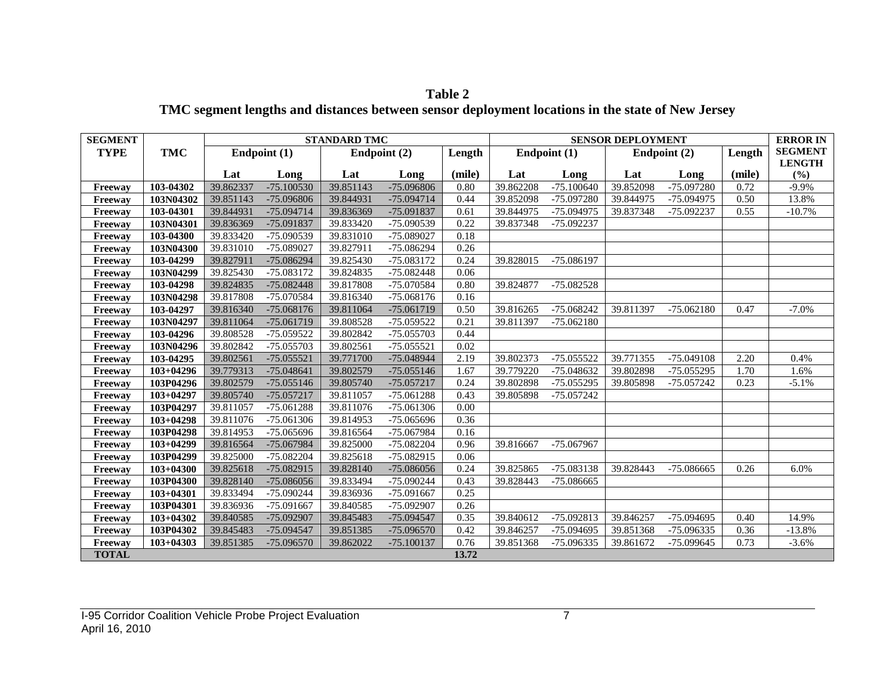**Table 2**
**TMC segment lengths and distances between sensor deployment locations in the state of New Jersey**

| SEGMENT TYPE | TMC | STANDARD TMC | | | | | SENSOR DEPLOYMENT | | | | | ERROR IN SEGMENT LENGTH |
|---|---|---|---|---|---|---|---|---|---|---|---|---|
| | | Endpoint (1) | | Endpoint (2) | | Length | Endpoint (1) | | Endpoint (2) | | Length | |
| | | Lat | Long | Lat | Long | (mile) | Lat | Long | Lat | Long | (mile) | (%) |
| Freeway | 103-04302 | 39.862337 | -75.100530 | 39.851143 | -75.096806 | 0.80 | 39.862208 | -75.100640 | 39.852098 | -75.097280 | 0.72 | -9.9% |
| Freeway | 103N04302 | 39.851143 | -75.096806 | 39.844931 | -75.094714 | 0.44 | 39.852098 | -75.097280 | 39.844975 | -75.094975 | 0.50 | 13.8% |
| Freeway | 103-04301 | 39.844931 | -75.094714 | 39.836369 | -75.091837 | 0.61 | 39.844975 | -75.094975 | 39.837348 | -75.092237 | 0.55 | -10.7% |
| Freeway | 103N04301 | 39.836369 | -75.091837 | 39.833420 | -75.090539 | 0.22 | 39.837348 | -75.092237 | | | | |
| Freeway | 103-04300 | 39.833420 | -75.090539 | 39.831010 | -75.089027 | 0.18 | | | | | | |
| Freeway | 103N04300 | 39.831010 | -75.089027 | 39.827911 | -75.086294 | 0.26 | | | | | | |
| Freeway | 103-04299 | 39.827911 | -75.086294 | 39.825430 | -75.083172 | 0.24 | 39.828015 | -75.086197 | | | | |
| Freeway | 103N04299 | 39.825430 | -75.083172 | 39.824835 | -75.082448 | 0.06 | | | | | | |
| Freeway | 103-04298 | 39.824835 | -75.082448 | 39.817808 | -75.070584 | 0.80 | 39.824877 | -75.082528 | | | | |
| Freeway | 103N04298 | 39.817808 | -75.070584 | 39.816340 | -75.068176 | 0.16 | | | | | | |
| Freeway | 103-04297 | 39.816340 | -75.068176 | 39.811064 | -75.061719 | 0.50 | 39.816265 | -75.068242 | 39.811397 | -75.062180 | 0.47 | -7.0% |
| Freeway | 103N04297 | 39.811064 | -75.061719 | 39.808528 | -75.059522 | 0.21 | 39.811397 | -75.062180 | | | | |
| Freeway | 103-04296 | 39.808528 | -75.059522 | 39.802842 | -75.055703 | 0.44 | | | | | | |
| Freeway | 103N04296 | 39.802842 | -75.055703 | 39.802561 | -75.055521 | 0.02 | | | | | | |
| Freeway | 103-04295 | 39.802561 | -75.055521 | 39.771700 | -75.048944 | 2.19 | 39.802373 | -75.055522 | 39.771355 | -75.049108 | 2.20 | 0.4% |
| Freeway | 103+04296 | 39.779313 | -75.048641 | 39.802579 | -75.055146 | 1.67 | 39.779220 | -75.048632 | 39.802898 | -75.055295 | 1.70 | 1.6% |
| Freeway | 103P04296 | 39.802579 | -75.055146 | 39.805740 | -75.057217 | 0.24 | 39.802898 | -75.055295 | 39.805898 | -75.057242 | 0.23 | -5.1% |
| Freeway | 103+04297 | 39.805740 | -75.057217 | 39.811057 | -75.061288 | 0.43 | 39.805898 | -75.057242 | | | | |
| Freeway | 103P04297 | 39.811057 | -75.061288 | 39.811076 | -75.061306 | 0.00 | | | | | | |
| Freeway | 103+04298 | 39.811076 | -75.061306 | 39.814953 | -75.065696 | 0.36 | | | | | | |
| Freeway | 103P04298 | 39.814953 | -75.065696 | 39.816564 | -75.067984 | 0.16 | | | | | | |
| Freeway | 103+04299 | 39.816564 | -75.067984 | 39.825000 | -75.082204 | 0.96 | 39.816667 | -75.067967 | | | | |
| Freeway | 103P04299 | 39.825000 | -75.082204 | 39.825618 | -75.082915 | 0.06 | | | | | | |
| Freeway | 103+04300 | 39.825618 | -75.082915 | 39.828140 | -75.086056 | 0.24 | 39.825865 | -75.083138 | 39.828443 | -75.086665 | 0.26 | 6.0% |
| Freeway | 103P04300 | 39.828140 | -75.086056 | 39.833494 | -75.090244 | 0.43 | 39.828443 | -75.086665 | | | | |
| Freeway | 103+04301 | 39.833494 | -75.090244 | 39.836936 | -75.091667 | 0.25 | | | | | | |
| Freeway | 103P04301 | 39.836936 | -75.091667 | 39.840585 | -75.092907 | 0.26 | | | | | | |
| Freeway | 103+04302 | 39.840585 | -75.092907 | 39.845483 | -75.094547 | 0.35 | 39.840612 | -75.092813 | 39.846257 | -75.094695 | 0.40 | 14.9% |
| Freeway | 103P04302 | 39.845483 | -75.094547 | 39.851385 | -75.096570 | 0.42 | 39.846257 | -75.094695 | 39.851368 | -75.096335 | 0.36 | -13.8% |
| Freeway | 103+04303 | 39.851385 | -75.096570 | 39.862022 | -75.100137 | 0.76 | 39.851368 | -75.096335 | 39.861672 | -75.099645 | 0.73 | -3.6% |
| TOTAL | | | | | | 13.72 | | | | | | |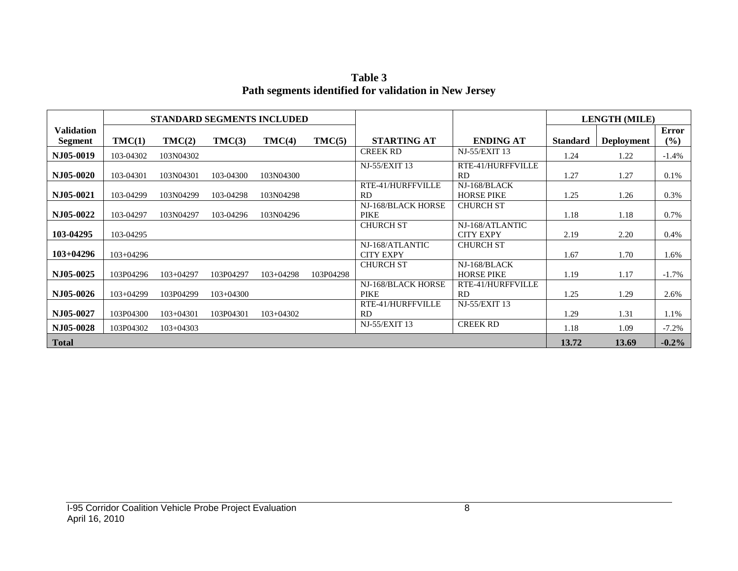**Table 3**
**Path segments identified for validation in New Jersey**

| Validation Segment | STANDARD SEGMENTS INCLUDED | | | | | STARTING AT | ENDING AT | LENGTH (MILE) | | |
|---|---|---|---|---|---|---|---|---|---|---|
| | TMC(1) | TMC(2) | TMC(3) | TMC(4) | TMC(5) | | | Standard | Deployment | Error (%) |
| **NJ05-0019** | 103-04302 | 103N04302 | | | | CREEK RD | NJ-55/EXIT 13 | 1.24 | 1.22 | -1.4% |
| **NJ05-0020** | 103-04301 | 103N04301 | 103-04300 | 103N04300 | | NJ-55/EXIT 13 | RTE-41/HURFFVILLE RD | 1.27 | 1.27 | 0.1% |
| **NJ05-0021** | 103-04299 | 103N04299 | 103-04298 | 103N04298 | | RTE-41/HURFFVILLE RD | NJ-168/BLACK HORSE PIKE | 1.25 | 1.26 | 0.3% |
| **NJ05-0022** | 103-04297 | 103N04297 | 103-04296 | 103N04296 | | NJ-168/BLACK HORSE PIKE | CHURCH ST | 1.18 | 1.18 | 0.7% |
| **103-04295** | 103-04295 | | | | | CHURCH ST | NJ-168/ATLANTIC CITY EXPY | 2.19 | 2.20 | 0.4% |
| **103+04296** | 103+04296 | | | | | NJ-168/ATLANTIC CITY EXPY | CHURCH ST | 1.67 | 1.70 | 1.6% |
| **NJ05-0025** | 103P04296 | 103+04297 | 103P04297 | 103+04298 | 103P04298 | CHURCH ST | NJ-168/BLACK HORSE PIKE | 1.19 | 1.17 | -1.7% |
| **NJ05-0026** | 103+04299 | 103P04299 | 103+04300 | | | NJ-168/BLACK HORSE PIKE | RTE-41/HURFFVILLE RD | 1.25 | 1.29 | 2.6% |
| **NJ05-0027** | 103P04300 | 103+04301 | 103P04301 | 103+04302 | | RTE-41/HURFFVILLE RD | NJ-55/EXIT 13 | 1.29 | 1.31 | 1.1% |
| **NJ05-0028** | 103P04302 | 103+04303 | | | | NJ-55/EXIT 13 | CREEK RD | 1.18 | 1.09 | -7.2% |
| **Total** | | | | | | | | **13.72** | **13.69** | **-0.2%** |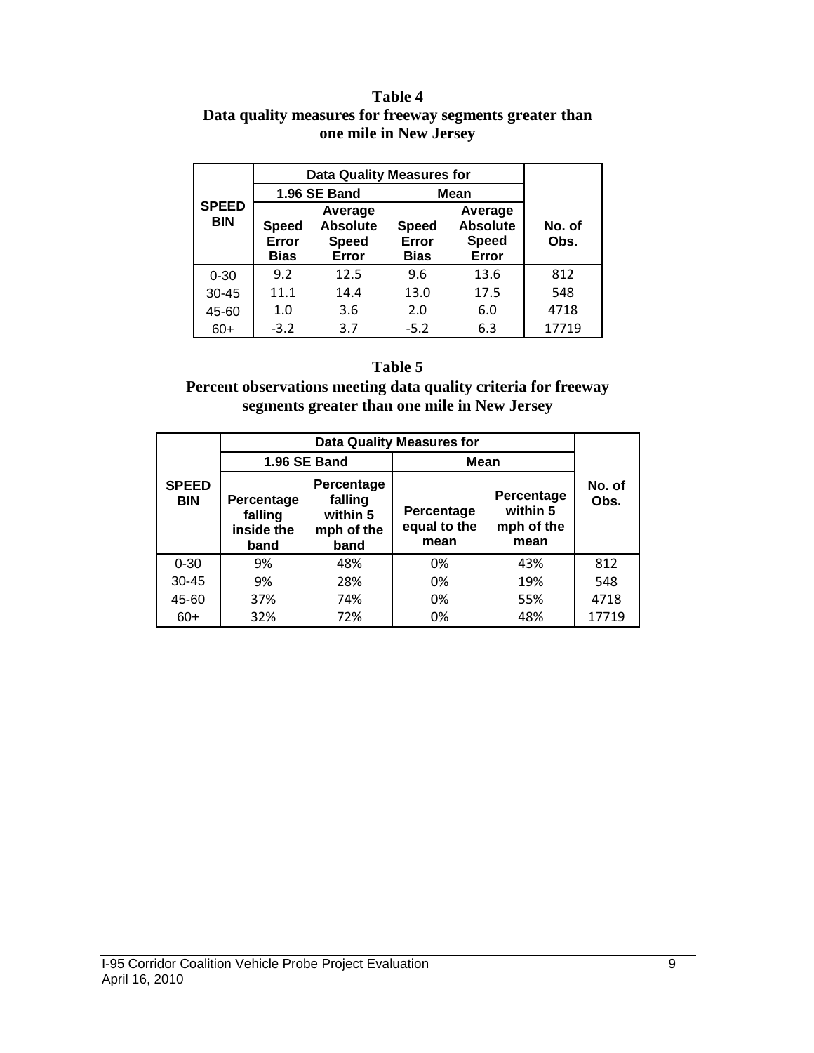**Table 4**
**Data quality measures for freeway segments greater than one mile in New Jersey**

| SPEED BIN | Data Quality Measures for | | | | No. of Obs. |
|---|---|---|---|---|---|
| | 1.96 SE Band | | Mean | | |
| | Speed Error Bias | Average Absolute Speed Error | Speed Error Bias | Average Absolute Speed Error | |
| 0-30 | 9.2 | 12.5 | 9.6 | 13.6 | 812 |
| 30-45 | 11.1 | 14.4 | 13.0 | 17.5 | 548 |
| 45-60 | 1.0 | 3.6 | 2.0 | 6.0 | 4718 |
| 60+ | -3.2 | 3.7 | -5.2 | 6.3 | 17719 |

**Table 5**
**Percent observations meeting data quality criteria for freeway segments greater than one mile in New Jersey**

| SPEED BIN | Data Quality Measures for | | | | No. of Obs. |
|---|---|---|---|---|---|
| | 1.96 SE Band | | Mean | | |
| | Percentage falling inside the band | Percentage falling within 5 mph of the band | Percentage equal to the mean | Percentage within 5 mph of the mean | |
| 0-30 | 9% | 48% | 0% | 43% | 812 |
| 30-45 | 9% | 28% | 0% | 19% | 548 |
| 45-60 | 37% | 74% | 0% | 55% | 4718 |
| 60+ | 32% | 72% | 0% | 48% | 17719 |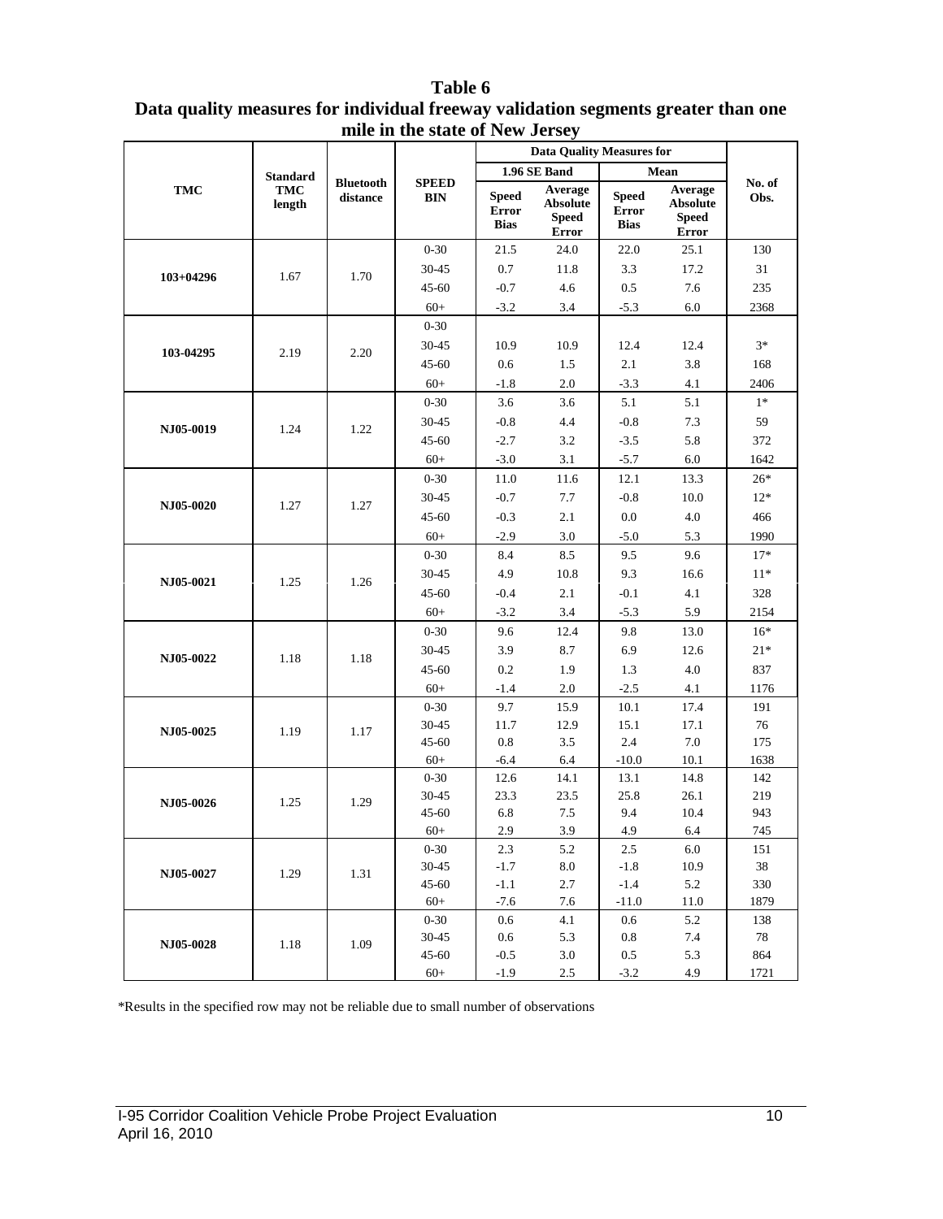**Table 6**
**Data quality measures for individual freeway validation segments greater than one mile in the state of New Jersey**

| TMC | Standard TMC length | Bluetooth distance | SPEED BIN | Data Quality Measures for | | | | No. of Obs. |
|---|---|---|---|---|---|---|---|---|
| | | | | 1.96 SE Band | | Mean | | |
| | | | | Speed Error Bias | Average Absolute Speed Error | Speed Error Bias | Average Absolute Speed Error | |
| 103+04296 | 1.67 | 1.70 | 0-30 | 21.5 | 24.0 | 22.0 | 25.1 | 130 |
| | | | 30-45 | 0.7 | 11.8 | 3.3 | 17.2 | 31 |
| | | | 45-60 | -0.7 | 4.6 | 0.5 | 7.6 | 235 |
| | | | 60+ | -3.2 | 3.4 | -5.3 | 6.0 | 2368 |
| 103-04295 | 2.19 | 2.20 | 0-30 | | | | | |
| | | | 30-45 | 10.9 | 10.9 | 12.4 | 12.4 | 3* |
| | | | 45-60 | 0.6 | 1.5 | 2.1 | 3.8 | 168 |
| | | | 60+ | -1.8 | 2.0 | -3.3 | 4.1 | 2406 |
| NJ05-0019 | 1.24 | 1.22 | 0-30 | 3.6 | 3.6 | 5.1 | 5.1 | 1* |
| | | | 30-45 | -0.8 | 4.4 | -0.8 | 7.3 | 59 |
| | | | 45-60 | -2.7 | 3.2 | -3.5 | 5.8 | 372 |
| | | | 60+ | -3.0 | 3.1 | -5.7 | 6.0 | 1642 |
| NJ05-0020 | 1.27 | 1.27 | 0-30 | 11.0 | 11.6 | 12.1 | 13.3 | 26* |
| | | | 30-45 | -0.7 | 7.7 | -0.8 | 10.0 | 12* |
| | | | 45-60 | -0.3 | 2.1 | 0.0 | 4.0 | 466 |
| | | | 60+ | -2.9 | 3.0 | -5.0 | 5.3 | 1990 |
| NJ05-0021 | 1.25 | 1.26 | 0-30 | 8.4 | 8.5 | 9.5 | 9.6 | 17* |
| | | | 30-45 | 4.9 | 10.8 | 9.3 | 16.6 | 11* |
| | | | 45-60 | -0.4 | 2.1 | -0.1 | 4.1 | 328 |
| | | | 60+ | -3.2 | 3.4 | -5.3 | 5.9 | 2154 |
| NJ05-0022 | 1.18 | 1.18 | 0-30 | 9.6 | 12.4 | 9.8 | 13.0 | 16* |
| | | | 30-45 | 3.9 | 8.7 | 6.9 | 12.6 | 21* |
| | | | 45-60 | 0.2 | 1.9 | 1.3 | 4.0 | 837 |
| | | | 60+ | -1.4 | 2.0 | -2.5 | 4.1 | 1176 |
| NJ05-0025 | 1.19 | 1.17 | 0-30 | 9.7 | 15.9 | 10.1 | 17.4 | 191 |
| | | | 30-45 | 11.7 | 12.9 | 15.1 | 17.1 | 76 |
| | | | 45-60 | 0.8 | 3.5 | 2.4 | 7.0 | 175 |
| | | | 60+ | -6.4 | 6.4 | -10.0 | 10.1 | 1638 |
| NJ05-0026 | 1.25 | 1.29 | 0-30 | 12.6 | 14.1 | 13.1 | 14.8 | 142 |
| | | | 30-45 | 23.3 | 23.5 | 25.8 | 26.1 | 219 |
| | | | 45-60 | 6.8 | 7.5 | 9.4 | 10.4 | 943 |
| | | | 60+ | 2.9 | 3.9 | 4.9 | 6.4 | 745 |
| NJ05-0027 | 1.29 | 1.31 | 0-30 | 2.3 | 5.2 | 2.5 | 6.0 | 151 |
| | | | 30-45 | -1.7 | 8.0 | -1.8 | 10.9 | 38 |
| | | | 45-60 | -1.1 | 2.7 | -1.4 | 5.2 | 330 |
| | | | 60+ | -7.6 | 7.6 | -11.0 | 11.0 | 1879 |
| NJ05-0028 | 1.18 | 1.09 | 0-30 | 0.6 | 4.1 | 0.6 | 5.2 | 138 |
| | | | 30-45 | 0.6 | 5.3 | 0.8 | 7.4 | 78 |
| | | | 45-60 | -0.5 | 3.0 | 0.5 | 5.3 | 864 |
| | | | 60+ | -1.9 | 2.5 | -3.2 | 4.9 | 1721 |

*Results in the specified row may not be reliable due to small number of observations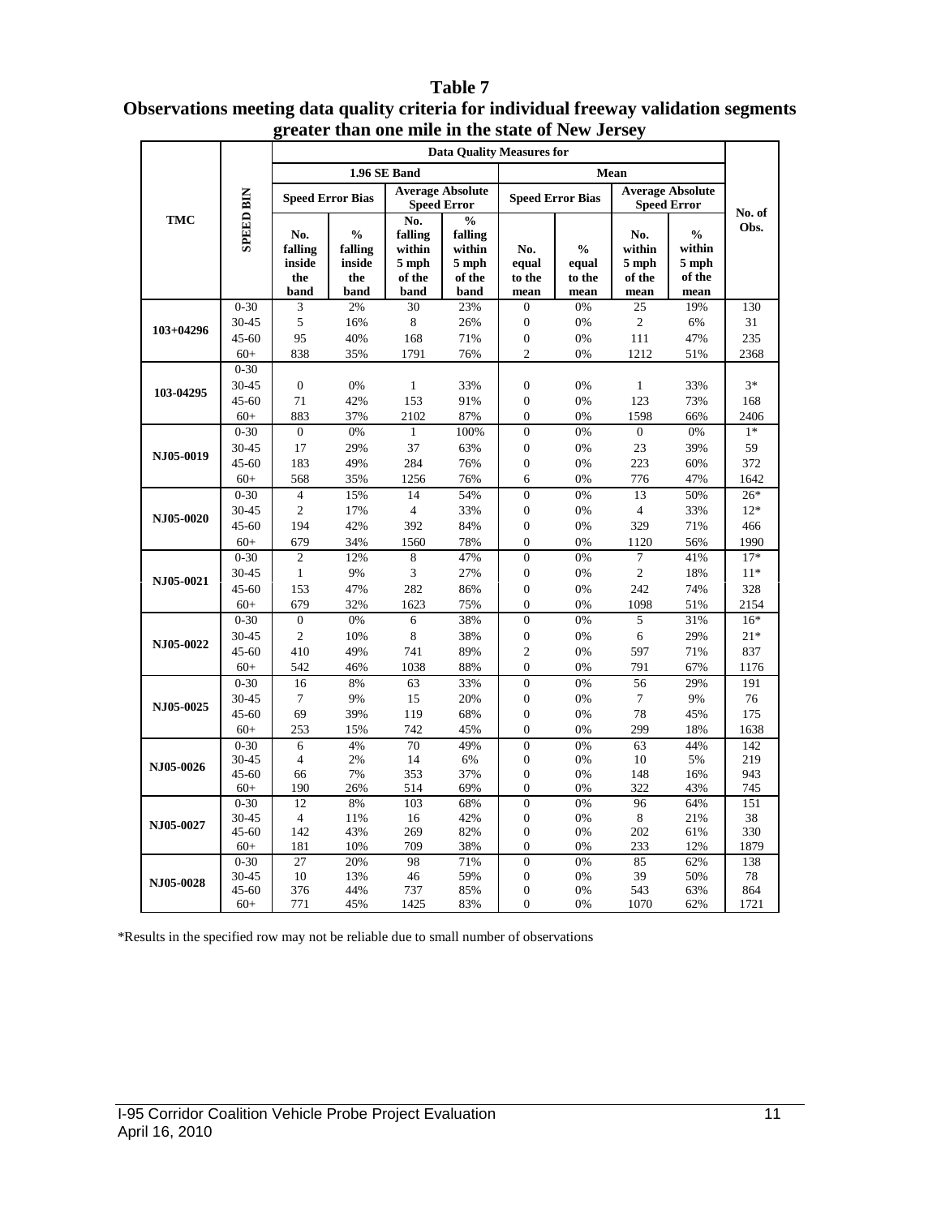**Table 7**
**Observations meeting data quality criteria for individual freeway validation segments greater than one mile in the state of New Jersey**

| TMC | SPEED BIN | Data Quality Measures for | | | | | | | | No. of Obs. |
|---|---|---|---|---|---|---|---|---|---|---|
| | | 1.96 SE Band | | | | Mean | | | | |
| | | Speed Error Bias | | Average Absolute Speed Error | | Speed Error Bias | | Average Absolute Speed Error | | |
| | | No. falling inside the band | % falling inside the band | No. falling within 5 mph of the band | % falling within 5 mph of the band | No. equal to the mean | % equal to the mean | No. within 5 mph of the mean | % within 5 mph of the mean | |
| 103+04296 | 0-30 | 3 | 2% | 30 | 23% | 0 | 0% | 25 | 19% | 130 |
| | 30-45 | 5 | 16% | 8 | 26% | 0 | 0% | 2 | 6% | 31 |
| | 45-60 | 95 | 40% | 168 | 71% | 0 | 0% | 111 | 47% | 235 |
| | 60+ | 838 | 35% | 1791 | 76% | 2 | 0% | 1212 | 51% | 2368 |
| 103-04295 | 0-30 | | | | | | | | | |
| | 30-45 | 0 | 0% | 1 | 33% | 0 | 0% | 1 | 33% | 3* |
| | 45-60 | 71 | 42% | 153 | 91% | 0 | 0% | 123 | 73% | 168 |
| | 60+ | 883 | 37% | 2102 | 87% | 0 | 0% | 1598 | 66% | 2406 |
| NJ05-0019 | 0-30 | 0 | 0% | 1 | 100% | 0 | 0% | 0 | 0% | 1* |
| | 30-45 | 17 | 29% | 37 | 63% | 0 | 0% | 23 | 39% | 59 |
| | 45-60 | 183 | 49% | 284 | 76% | 0 | 0% | 223 | 60% | 372 |
| | 60+ | 568 | 35% | 1256 | 76% | 6 | 0% | 776 | 47% | 1642 |
| NJ05-0020 | 0-30 | 4 | 15% | 14 | 54% | 0 | 0% | 13 | 50% | 26* |
| | 30-45 | 2 | 17% | 4 | 33% | 0 | 0% | 4 | 33% | 12* |
| | 45-60 | 194 | 42% | 392 | 84% | 0 | 0% | 329 | 71% | 466 |
| | 60+ | 679 | 34% | 1560 | 78% | 0 | 0% | 1120 | 56% | 1990 |
| NJ05-0021 | 0-30 | 2 | 12% | 8 | 47% | 0 | 0% | 7 | 41% | 17* |
| | 30-45 | 1 | 9% | 3 | 27% | 0 | 0% | 2 | 18% | 11* |
| | 45-60 | 153 | 47% | 282 | 86% | 0 | 0% | 242 | 74% | 328 |
| | 60+ | 679 | 32% | 1623 | 75% | 0 | 0% | 1098 | 51% | 2154 |
| NJ05-0022 | 0-30 | 0 | 0% | 6 | 38% | 0 | 0% | 5 | 31% | 16* |
| | 30-45 | 2 | 10% | 8 | 38% | 0 | 0% | 6 | 29% | 21* |
| | 45-60 | 410 | 49% | 741 | 89% | 2 | 0% | 597 | 71% | 837 |
| | 60+ | 542 | 46% | 1038 | 88% | 0 | 0% | 791 | 67% | 1176 |
| NJ05-0025 | 0-30 | 16 | 8% | 63 | 33% | 0 | 0% | 56 | 29% | 191 |
| | 30-45 | 7 | 9% | 15 | 20% | 0 | 0% | 7 | 9% | 76 |
| | 45-60 | 69 | 39% | 119 | 68% | 0 | 0% | 78 | 45% | 175 |
| | 60+ | 253 | 15% | 742 | 45% | 0 | 0% | 299 | 18% | 1638 |
| NJ05-0026 | 0-30 | 6 | 4% | 70 | 49% | 0 | 0% | 63 | 44% | 142 |
| | 30-45 | 4 | 2% | 14 | 6% | 0 | 0% | 10 | 5% | 219 |
| | 45-60 | 66 | 7% | 353 | 37% | 0 | 0% | 148 | 16% | 943 |
| | 60+ | 190 | 26% | 514 | 69% | 0 | 0% | 322 | 43% | 745 |
| NJ05-0027 | 0-30 | 12 | 8% | 103 | 68% | 0 | 0% | 96 | 64% | 151 |
| | 30-45 | 4 | 11% | 16 | 42% | 0 | 0% | 8 | 21% | 38 |
| | 45-60 | 142 | 43% | 269 | 82% | 0 | 0% | 202 | 61% | 330 |
| | 60+ | 181 | 10% | 709 | 38% | 0 | 0% | 233 | 12% | 1879 |
| NJ05-0028 | 0-30 | 27 | 20% | 98 | 71% | 0 | 0% | 85 | 62% | 138 |
| | 30-45 | 10 | 13% | 46 | 59% | 0 | 0% | 39 | 50% | 78 |
| | 45-60 | 376 | 44% | 737 | 85% | 0 | 0% | 543 | 63% | 864 |
| | 60+ | 771 | 45% | 1425 | 83% | 0 | 0% | 1070 | 62% | 1721 |

*Results in the specified row may not be reliable due to small number of observations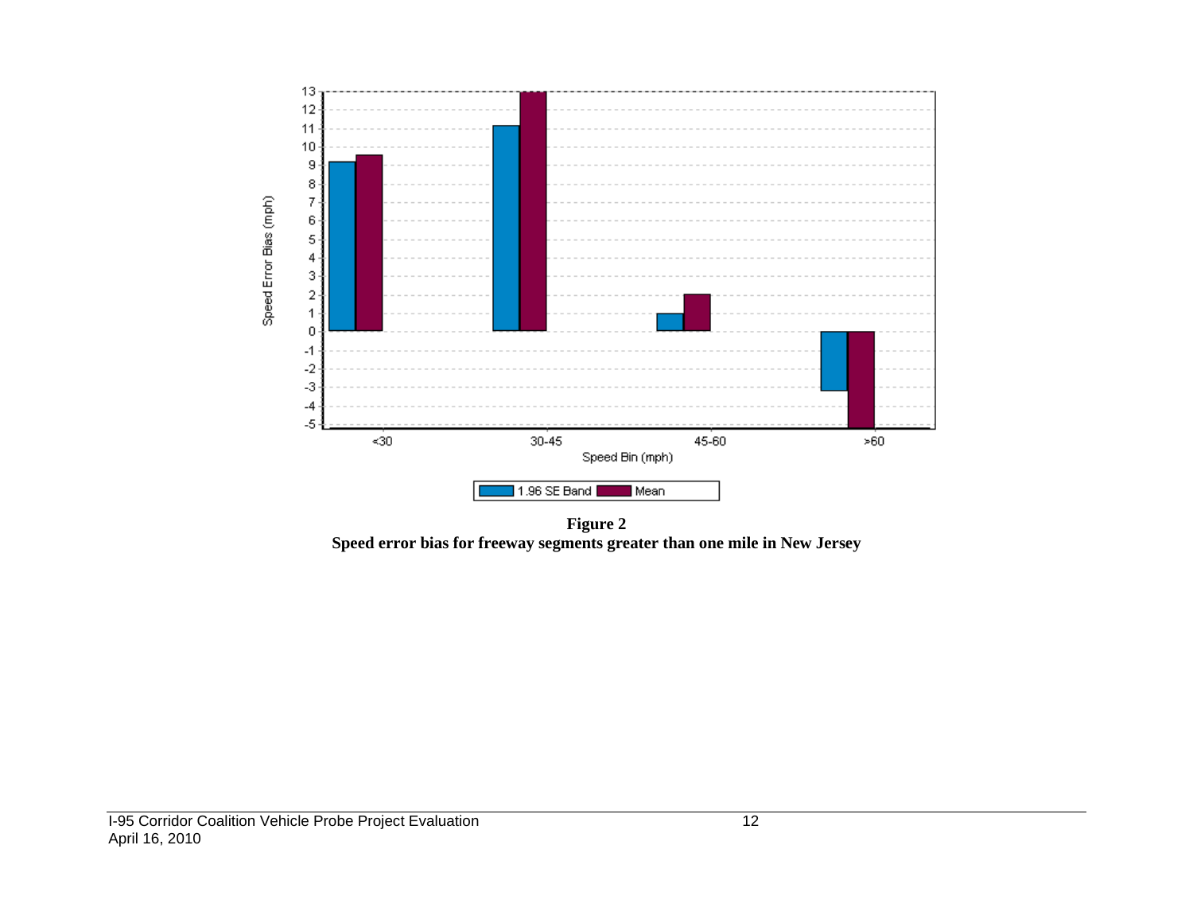**Figure 2**
**Speed error bias for freeway segments greater than one mile in New Jersey**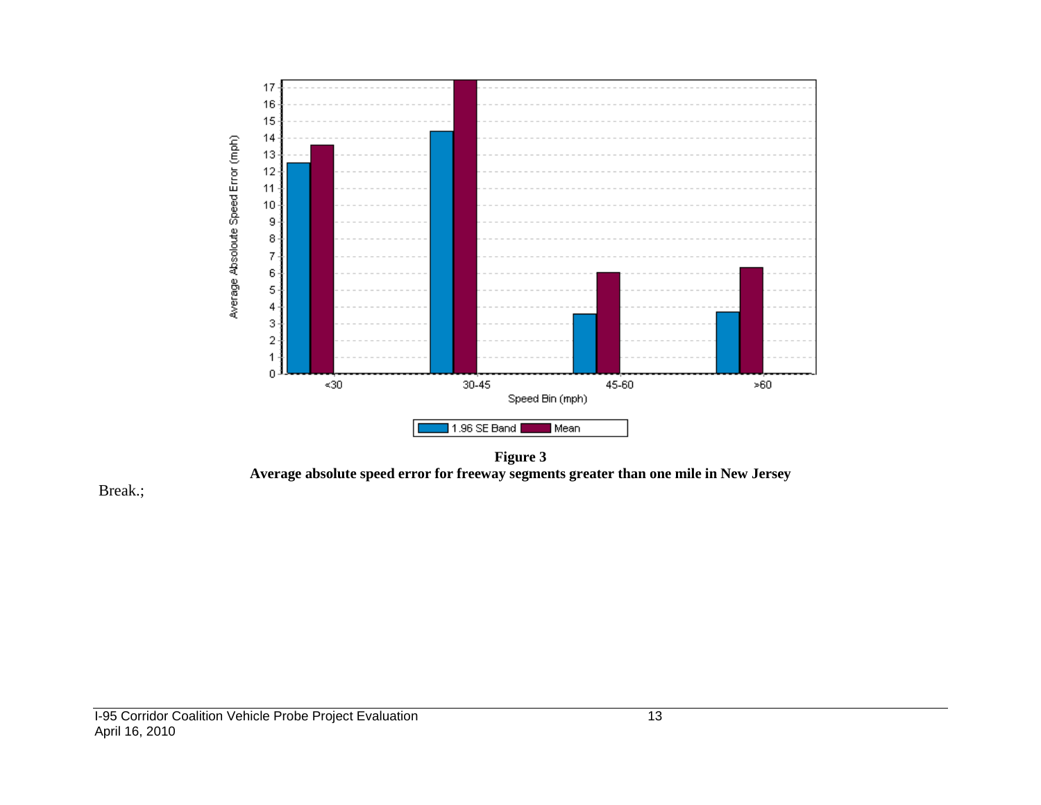Average Absoloute Speed Error (mph)

17
16
15
14
13
12
11
10
9
8
7
6
5
4
3
2
1
0

<30
30-45
45-60
>60

Speed Bin (mph)

1.96 SE Band
Mean

**Figure 3**
**Average absolute speed error for freeway segments greater than one mile in New Jersey**

Break.;